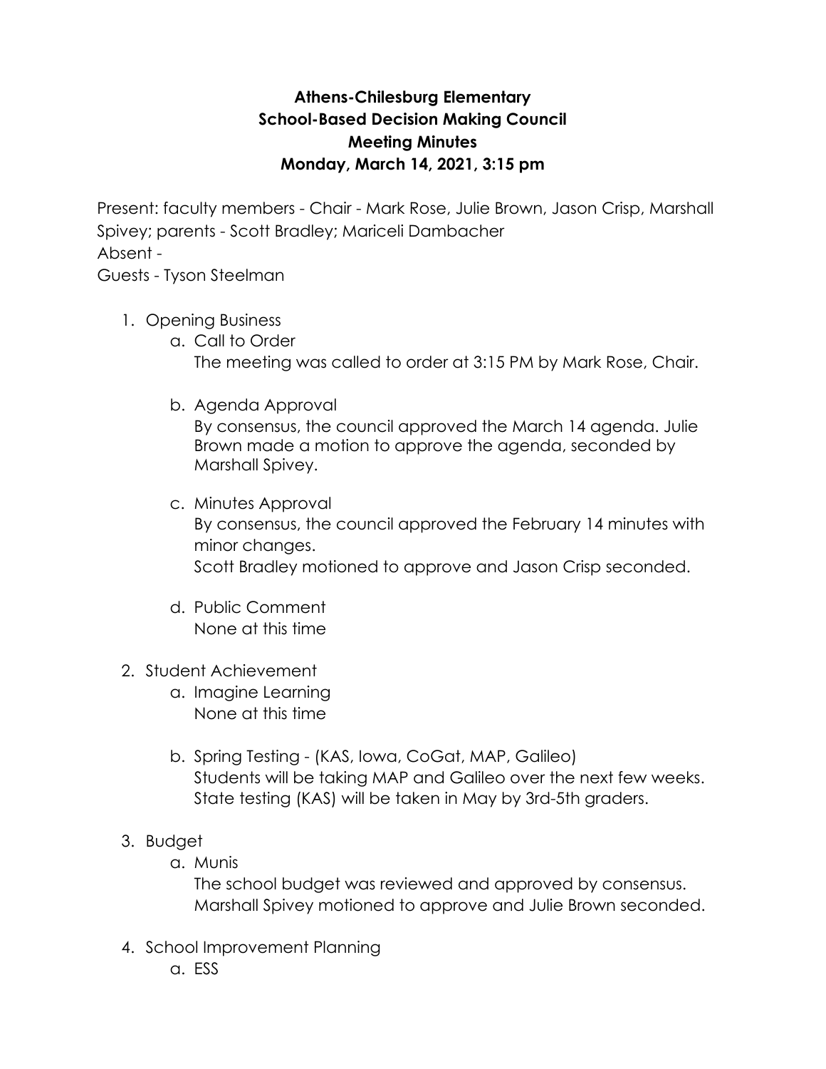**Athens-Chilesburg Elementary**
**School-Based Decision Making Council**
**Meeting Minutes**
**Monday, March 14, 2021, 3:15 pm**

Present: faculty members - Chair - Mark Rose, Julie Brown, Jason Crisp, Marshall Spivey; parents - Scott Bradley; Mariceli Dambacher
Absent -
Guests - Tyson Steelman

1. Opening Business
   a. Call to Order
      The meeting was called to order at 3:15 PM by Mark Rose, Chair.

   b. Agenda Approval
      By consensus, the council approved the March 14 agenda. Julie Brown made a motion to approve the agenda, seconded by Marshall Spivey.

   c. Minutes Approval
      By consensus, the council approved the February 14 minutes with minor changes.
      Scott Bradley motioned to approve and Jason Crisp seconded.

   d. Public Comment
      None at this time

2. Student Achievement
   a. Imagine Learning
      None at this time

   b. Spring Testing - (KAS, Iowa, CoGat, MAP, Galileo)
      Students will be taking MAP and Galileo over the next few weeks. State testing (KAS) will be taken in May by 3rd-5th graders.

3. Budget
   a. Munis
      The school budget was reviewed and approved by consensus. Marshall Spivey motioned to approve and Julie Brown seconded.

4. School Improvement Planning
   a. ESS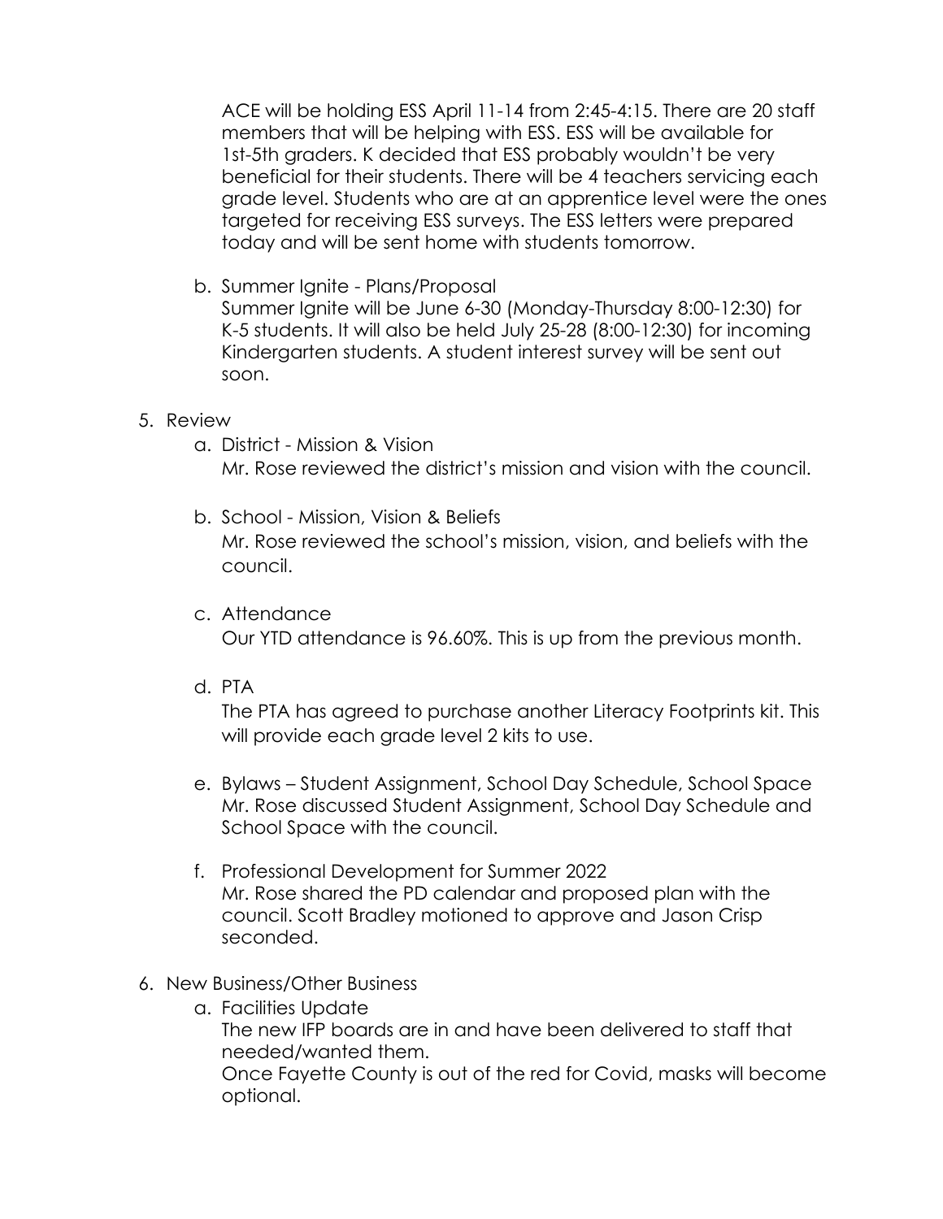ACE will be holding ESS April 11-14 from 2:45-4:15. There are 20 staff members that will be helping with ESS. ESS will be available for 1st-5th graders. K decided that ESS probably wouldn't be very beneficial for their students. There will be 4 teachers servicing each grade level. Students who are at an apprentice level were the ones targeted for receiving ESS surveys. The ESS letters were prepared today and will be sent home with students tomorrow.

   b. Summer Ignite - Plans/Proposal
      Summer Ignite will be June 6-30 (Monday-Thursday 8:00-12:30) for K-5 students. It will also be held July 25-28 (8:00-12:30) for incoming Kindergarten students. A student interest survey will be sent out soon.

5. Review
   a. District - Mission & Vision
      Mr. Rose reviewed the district's mission and vision with the council.

   b. School - Mission, Vision & Beliefs
      Mr. Rose reviewed the school's mission, vision, and beliefs with the council.

   c. Attendance
      Our YTD attendance is 96.60%. This is up from the previous month.

   d. PTA
      The PTA has agreed to purchase another Literacy Footprints kit. This will provide each grade level 2 kits to use.

   e. Bylaws – Student Assignment, School Day Schedule, School Space
      Mr. Rose discussed Student Assignment, School Day Schedule and School Space with the council.

   f. Professional Development for Summer 2022
      Mr. Rose shared the PD calendar and proposed plan with the council. Scott Bradley motioned to approve and Jason Crisp seconded.

6. New Business/Other Business
   a. Facilities Update
      The new IFP boards are in and have been delivered to staff that needed/wanted them.
      Once Fayette County is out of the red for Covid, masks will become optional.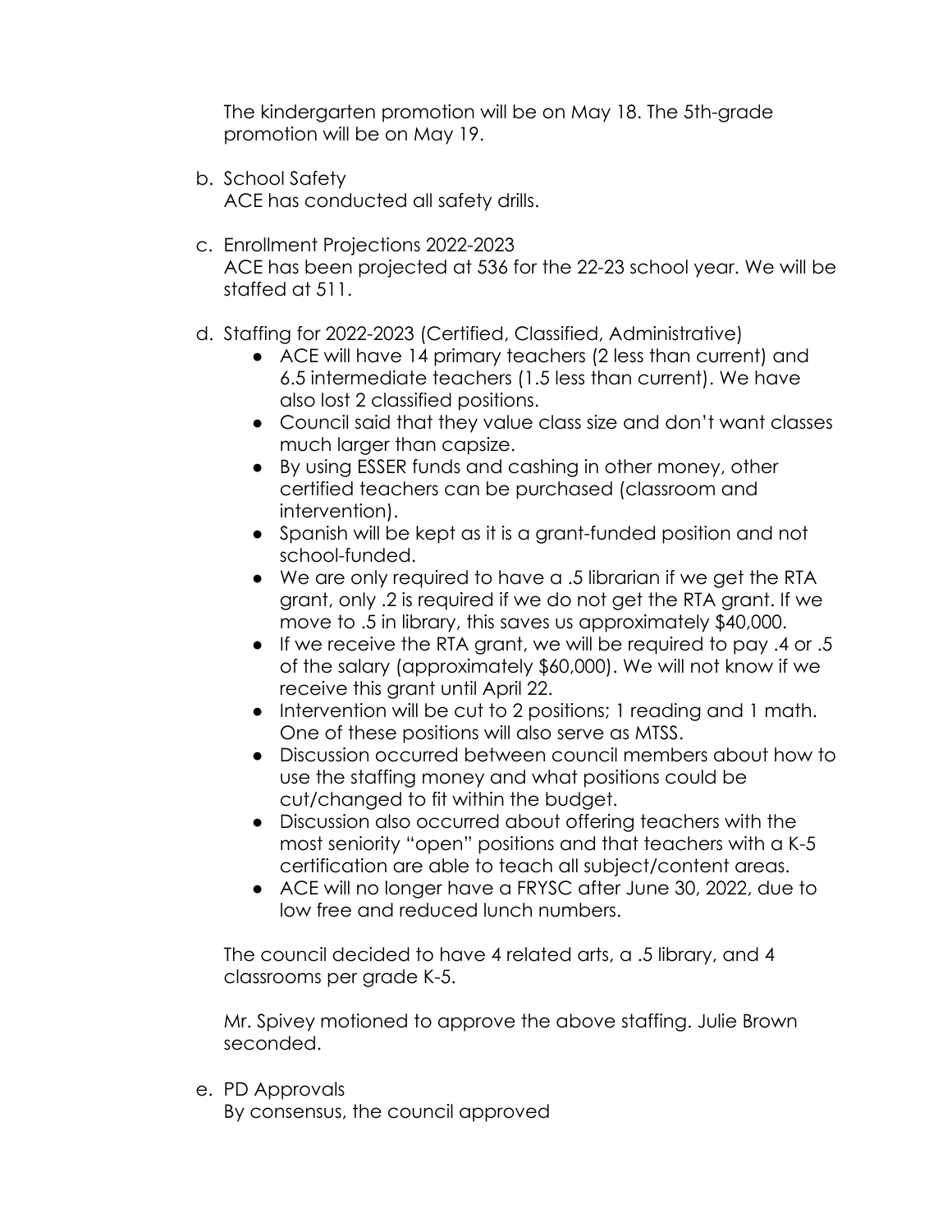The kindergarten promotion will be on May 18. The 5th-grade promotion will be on May 19.

b. School Safety
   ACE has conducted all safety drills.

c. Enrollment Projections 2022-2023
   ACE has been projected at 536 for the 22-23 school year. We will be staffed at 511.

d. Staffing for 2022-2023 (Certified, Classified, Administrative)
   - ACE will have 14 primary teachers (2 less than current) and 6.5 intermediate teachers (1.5 less than current). We have also lost 2 classified positions.
   - Council said that they value class size and don't want classes much larger than capsize.
   - By using ESSER funds and cashing in other money, other certified teachers can be purchased (classroom and intervention).
   - Spanish will be kept as it is a grant-funded position and not school-funded.
   - We are only required to have a .5 librarian if we get the RTA grant, only .2 is required if we do not get the RTA grant. If we move to .5 in library, this saves us approximately $40,000.
   - If we receive the RTA grant, we will be required to pay .4 or .5 of the salary (approximately $60,000). We will not know if we receive this grant until April 22.
   - Intervention will be cut to 2 positions; 1 reading and 1 math. One of these positions will also serve as MTSS.
   - Discussion occurred between council members about how to use the staffing money and what positions could be cut/changed to fit within the budget.
   - Discussion also occurred about offering teachers with the most seniority "open" positions and that teachers with a K-5 certification are able to teach all subject/content areas.
   - ACE will no longer have a FRYSC after June 30, 2022, due to low free and reduced lunch numbers.

   The council decided to have 4 related arts, a .5 library, and 4 classrooms per grade K-5.

   Mr. Spivey motioned to approve the above staffing. Julie Brown seconded.

e. PD Approvals
   By consensus, the council approved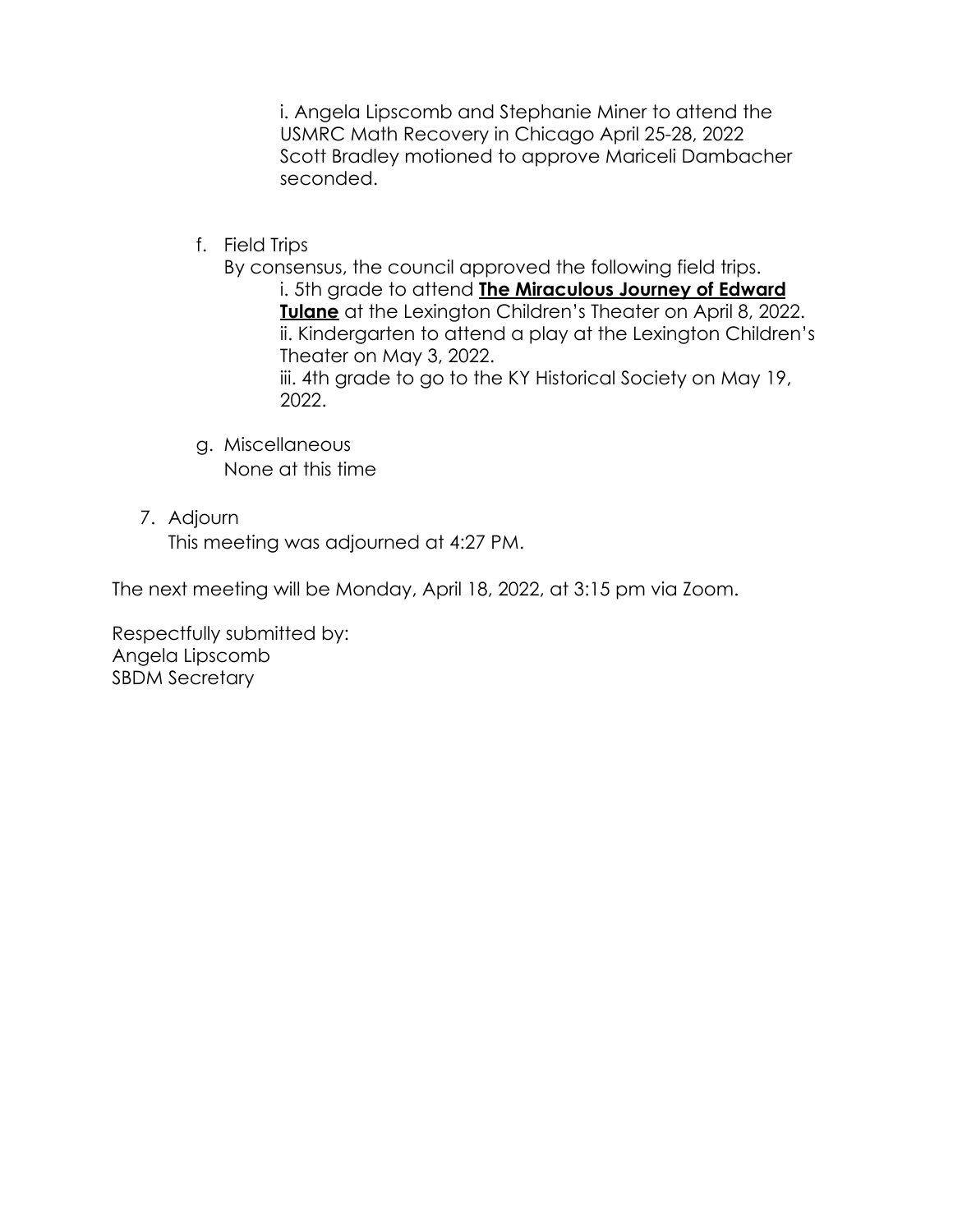i. Angela Lipscomb and Stephanie Miner to attend the USMRC Math Recovery in Chicago April 25-28, 2022 Scott Bradley motioned to approve Mariceli Dambacher seconded.

f. Field Trips

By consensus, the council approved the following field trips.

i. 5th grade to attend **The Miraculous Journey of Edward Tulane** at the Lexington Children's Theater on April 8, 2022.

ii. Kindergarten to attend a play at the Lexington Children's Theater on May 3, 2022.

iii. 4th grade to go to the KY Historical Society on May 19, 2022.

g. Miscellaneous

None at this time

7. Adjourn

This meeting was adjourned at 4:27 PM.

The next meeting will be Monday, April 18, 2022, at 3:15 pm via Zoom.

Respectfully submitted by:
Angela Lipscomb
SBDM Secretary